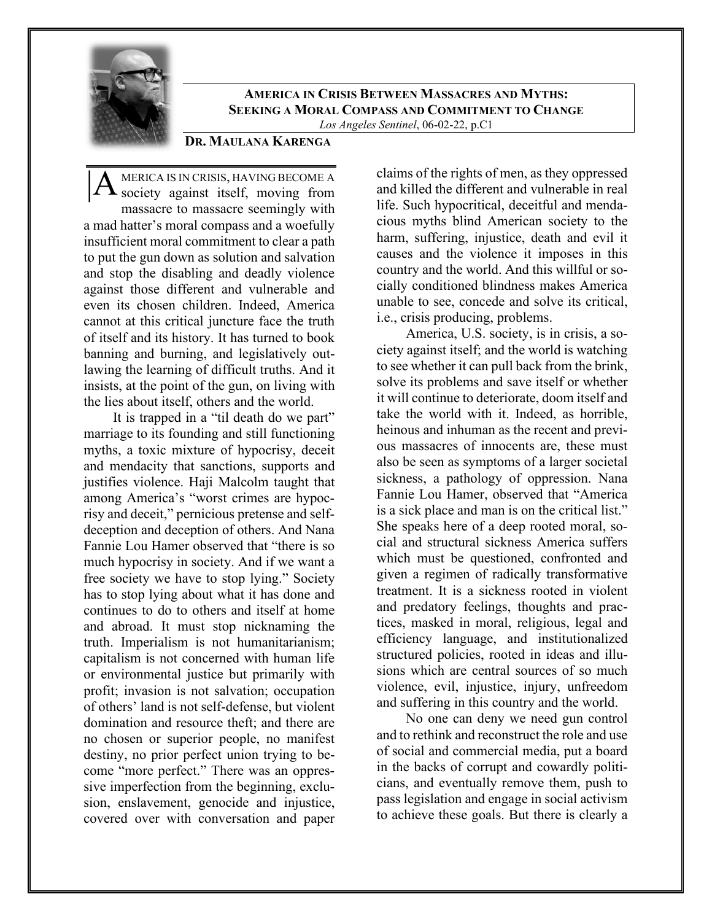# America in Crisis Between Massacres and Myths: Seeking a Moral Compass and Commitment to Change

*Los Angeles Sentinel*, 06-02-22, p.C1

**Dr. Maulana Karenga**

America is in crisis, having become a society against itself, moving from massacre to massacre seemingly with a mad hatter's moral compass and a woefully insufficient moral commitment to clear a path to put the gun down as solution and salvation and stop the disabling and deadly violence against those different and vulnerable and even its chosen children. Indeed, America cannot at this critical juncture face the truth of itself and its history. It has turned to book banning and burning, and legislatively outlawing the learning of difficult truths. And it insists, at the point of the gun, on living with the lies about itself, others and the world.

It is trapped in a "til death do we part" marriage to its founding and still functioning myths, a toxic mixture of hypocrisy, deceit and mendacity that sanctions, supports and justifies violence. Haji Malcolm taught that among America's "worst crimes are hypocrisy and deceit," pernicious pretense and self-deception and deception of others. And Nana Fannie Lou Hamer observed that "there is so much hypocrisy in society. And if we want a free society we have to stop lying." Society has to stop lying about what it has done and continues to do to others and itself at home and abroad. It must stop nicknaming the truth. Imperialism is not humanitarianism; capitalism is not concerned with human life or environmental justice but primarily with profit; invasion is not salvation; occupation of others' land is not self-defense, but violent domination and resource theft; and there are no chosen or superior people, no manifest destiny, no prior perfect union trying to become "more perfect." There was an oppressive imperfection from the beginning, exclusion, enslavement, genocide and injustice, covered over with conversation and paper claims of the rights of men, as they oppressed and killed the different and vulnerable in real life. Such hypocritical, deceitful and mendacious myths blind American society to the harm, suffering, injustice, death and evil it causes and the violence it imposes in this country and the world. And this willful or socially conditioned blindness makes America unable to see, concede and solve its critical, i.e., crisis producing, problems.

America, U.S. society, is in crisis, a society against itself; and the world is watching to see whether it can pull back from the brink, solve its problems and save itself or whether it will continue to deteriorate, doom itself and take the world with it. Indeed, as horrible, heinous and inhuman as the recent and previous massacres of innocents are, these must also be seen as symptoms of a larger societal sickness, a pathology of oppression. Nana Fannie Lou Hamer, observed that "America is a sick place and man is on the critical list." She speaks here of a deep rooted moral, social and structural sickness America suffers which must be questioned, confronted and given a regimen of radically transformative treatment. It is a sickness rooted in violent and predatory feelings, thoughts and practices, masked in moral, religious, legal and efficiency language, and institutionalized structured policies, rooted in ideas and illusions which are central sources of so much violence, evil, injustice, injury, unfreedom and suffering in this country and the world.

No one can deny we need gun control and to rethink and reconstruct the role and use of social and commercial media, put a board in the backs of corrupt and cowardly politicians, and eventually remove them, push to pass legislation and engage in social activism to achieve these goals. But there is clearly a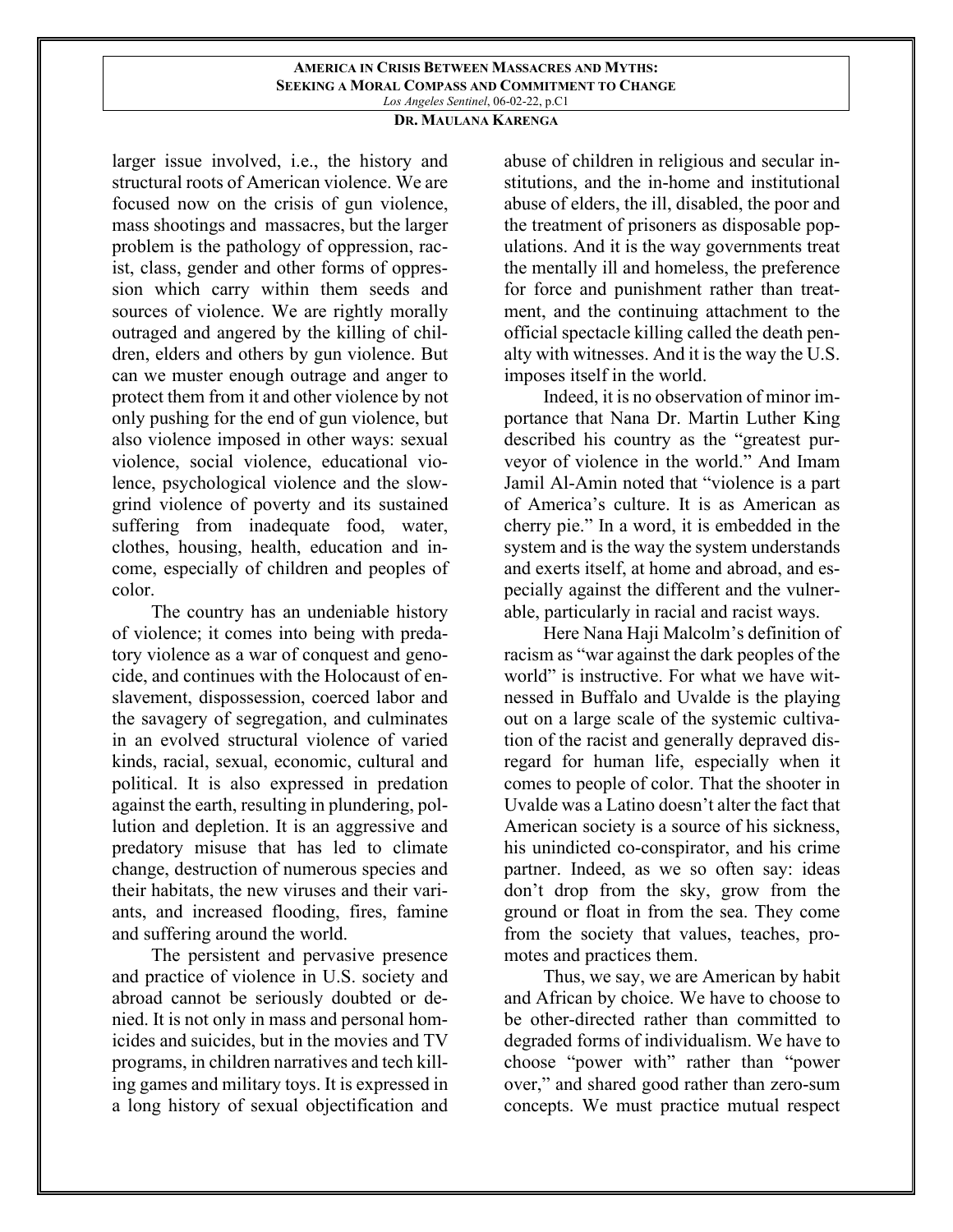larger issue involved, i.e., the history and structural roots of American violence. We are focused now on the crisis of gun violence, mass shootings and massacres, but the larger problem is the pathology of oppression, racist, class, gender and other forms of oppression which carry within them seeds and sources of violence. We are rightly morally outraged and angered by the killing of children, elders and others by gun violence. But can we muster enough outrage and anger to protect them from it and other violence by not only pushing for the end of gun violence, but also violence imposed in other ways: sexual violence, social violence, educational violence, psychological violence and the slow-grind violence of poverty and its sustained suffering from inadequate food, water, clothes, housing, health, education and income, especially of children and peoples of color.

The country has an undeniable history of violence; it comes into being with predatory violence as a war of conquest and genocide, and continues with the Holocaust of enslavement, dispossession, coerced labor and the savagery of segregation, and culminates in an evolved structural violence of varied kinds, racial, sexual, economic, cultural and political. It is also expressed in predation against the earth, resulting in plundering, pollution and depletion. It is an aggressive and predatory misuse that has led to climate change, destruction of numerous species and their habitats, the new viruses and their variants, and increased flooding, fires, famine and suffering around the world.

The persistent and pervasive presence and practice of violence in U.S. society and abroad cannot be seriously doubted or denied. It is not only in mass and personal homicides and suicides, but in the movies and TV programs, in children narratives and tech killing games and military toys. It is expressed in a long history of sexual objectification and abuse of children in religious and secular institutions, and the in-home and institutional abuse of elders, the ill, disabled, the poor and the treatment of prisoners as disposable populations. And it is the way governments treat the mentally ill and homeless, the preference for force and punishment rather than treatment, and the continuing attachment to the official spectacle killing called the death penalty with witnesses. And it is the way the U.S. imposes itself in the world.

Indeed, it is no observation of minor importance that Nana Dr. Martin Luther King described his country as the "greatest purveyor of violence in the world." And Imam Jamil Al-Amin noted that "violence is a part of America's culture. It is as American as cherry pie." In a word, it is embedded in the system and is the way the system understands and exerts itself, at home and abroad, and especially against the different and the vulnerable, particularly in racial and racist ways.

Here Nana Haji Malcolm's definition of racism as "war against the dark peoples of the world" is instructive. For what we have witnessed in Buffalo and Uvalde is the playing out on a large scale of the systemic cultivation of the racist and generally depraved disregard for human life, especially when it comes to people of color. That the shooter in Uvalde was a Latino doesn't alter the fact that American society is a source of his sickness, his unindicted co-conspirator, and his crime partner. Indeed, as we so often say: ideas don't drop from the sky, grow from the ground or float in from the sea. They come from the society that values, teaches, promotes and practices them.

Thus, we say, we are American by habit and African by choice. We have to choose to be other-directed rather than committed to degraded forms of individualism. We have to choose "power with" rather than "power over," and shared good rather than zero-sum concepts. We must practice mutual respect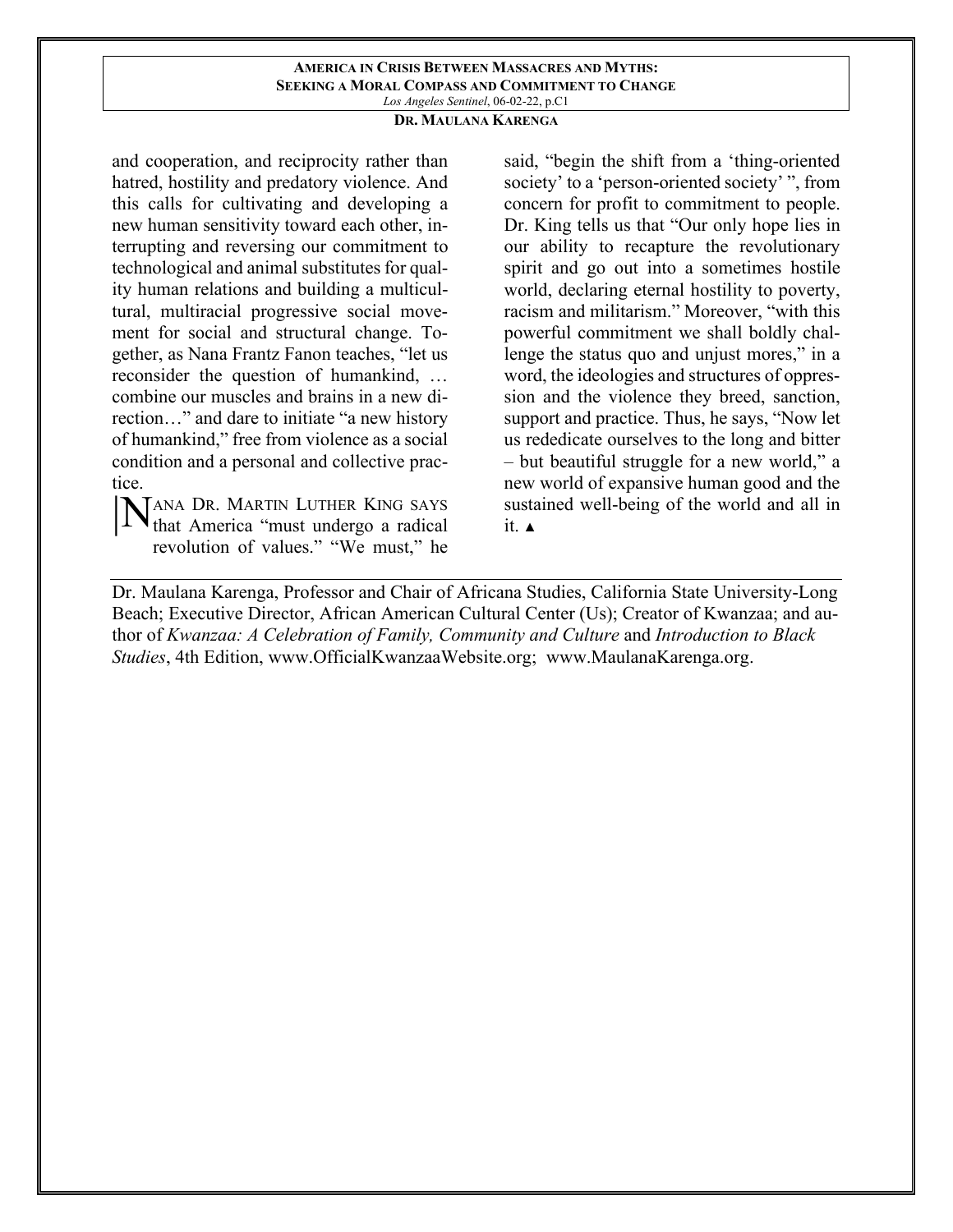and cooperation, and reciprocity rather than hatred, hostility and predatory violence. And this calls for cultivating and developing a new human sensitivity toward each other, interrupting and reversing our commitment to technological and animal substitutes for quality human relations and building a multicultural, multiracial progressive social movement for social and structural change. Together, as Nana Frantz Fanon teaches, "let us reconsider the question of humankind, … combine our muscles and brains in a new direction…" and dare to initiate "a new history of humankind," free from violence as a social condition and a personal and collective practice.

NANA DR. MARTIN LUTHER KING SAYS that America "must undergo a radical revolution of values." "We must," he said, "begin the shift from a 'thing-oriented society' to a 'person-oriented society' ", from concern for profit to commitment to people. Dr. King tells us that "Our only hope lies in our ability to recapture the revolutionary spirit and go out into a sometimes hostile world, declaring eternal hostility to poverty, racism and militarism." Moreover, "with this powerful commitment we shall boldly challenge the status quo and unjust mores," in a word, the ideologies and structures of oppression and the violence they breed, sanction, support and practice. Thus, he says, "Now let us rededicate ourselves to the long and bitter – but beautiful struggle for a new world," a new world of expansive human good and the sustained well-being of the world and all in it. ▲

---

Dr. Maulana Karenga, Professor and Chair of Africana Studies, California State University-Long Beach; Executive Director, African American Cultural Center (Us); Creator of Kwanzaa; and author of *Kwanzaa: A Celebration of Family, Community and Culture* and *Introduction to Black Studies*, 4th Edition, www.OfficialKwanzaaWebsite.org; www.MaulanaKarenga.org.